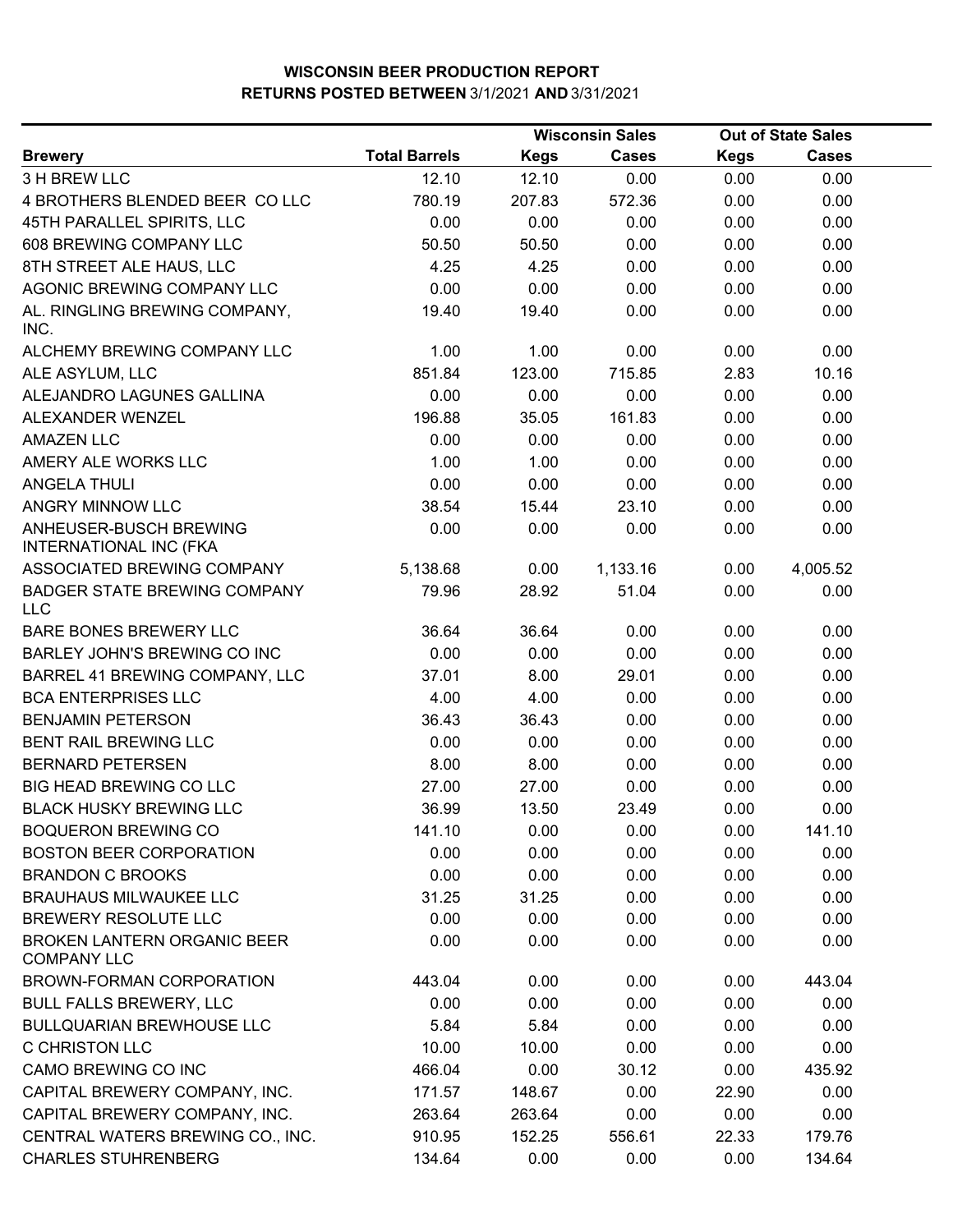# WISCONSIN BEER PRODUCTION REPORT

## RETURNS POSTED BETWEEN 3/1/2021 AND 3/31/2021

| Brewery | Total Barrels | Wisconsin Sales | | Out of State Sales | |
|---|---|---|---|---|---|
| | | Kegs | Cases | Kegs | Cases |
| 3 H BREW LLC | 12.10 | 12.10 | 0.00 | 0.00 | 0.00 |
| 4 BROTHERS BLENDED BEER CO LLC | 780.19 | 207.83 | 572.36 | 0.00 | 0.00 |
| 45TH PARALLEL SPIRITS, LLC | 0.00 | 0.00 | 0.00 | 0.00 | 0.00 |
| 608 BREWING COMPANY LLC | 50.50 | 50.50 | 0.00 | 0.00 | 0.00 |
| 8TH STREET ALE HAUS, LLC | 4.25 | 4.25 | 0.00 | 0.00 | 0.00 |
| AGONIC BREWING COMPANY LLC | 0.00 | 0.00 | 0.00 | 0.00 | 0.00 |
| AL. RINGLING BREWING COMPANY, INC. | 19.40 | 19.40 | 0.00 | 0.00 | 0.00 |
| ALCHEMY BREWING COMPANY LLC | 1.00 | 1.00 | 0.00 | 0.00 | 0.00 |
| ALE ASYLUM, LLC | 851.84 | 123.00 | 715.85 | 2.83 | 10.16 |
| ALEJANDRO LAGUNES GALLINA | 0.00 | 0.00 | 0.00 | 0.00 | 0.00 |
| ALEXANDER WENZEL | 196.88 | 35.05 | 161.83 | 0.00 | 0.00 |
| AMAZEN LLC | 0.00 | 0.00 | 0.00 | 0.00 | 0.00 |
| AMERY ALE WORKS LLC | 1.00 | 1.00 | 0.00 | 0.00 | 0.00 |
| ANGELA THULI | 0.00 | 0.00 | 0.00 | 0.00 | 0.00 |
| ANGRY MINNOW LLC | 38.54 | 15.44 | 23.10 | 0.00 | 0.00 |
| ANHEUSER-BUSCH BREWING INTERNATIONAL INC (FKA | 0.00 | 0.00 | 0.00 | 0.00 | 0.00 |
| ASSOCIATED BREWING COMPANY | 5,138.68 | 0.00 | 1,133.16 | 0.00 | 4,005.52 |
| BADGER STATE BREWING COMPANY LLC | 79.96 | 28.92 | 51.04 | 0.00 | 0.00 |
| BARE BONES BREWERY LLC | 36.64 | 36.64 | 0.00 | 0.00 | 0.00 |
| BARLEY JOHN'S BREWING CO INC | 0.00 | 0.00 | 0.00 | 0.00 | 0.00 |
| BARREL 41 BREWING COMPANY, LLC | 37.01 | 8.00 | 29.01 | 0.00 | 0.00 |
| BCA ENTERPRISES LLC | 4.00 | 4.00 | 0.00 | 0.00 | 0.00 |
| BENJAMIN PETERSON | 36.43 | 36.43 | 0.00 | 0.00 | 0.00 |
| BENT RAIL BREWING LLC | 0.00 | 0.00 | 0.00 | 0.00 | 0.00 |
| BERNARD PETERSEN | 8.00 | 8.00 | 0.00 | 0.00 | 0.00 |
| BIG HEAD BREWING CO LLC | 27.00 | 27.00 | 0.00 | 0.00 | 0.00 |
| BLACK HUSKY BREWING LLC | 36.99 | 13.50 | 23.49 | 0.00 | 0.00 |
| BOQUERON BREWING CO | 141.10 | 0.00 | 0.00 | 0.00 | 141.10 |
| BOSTON BEER CORPORATION | 0.00 | 0.00 | 0.00 | 0.00 | 0.00 |
| BRANDON C BROOKS | 0.00 | 0.00 | 0.00 | 0.00 | 0.00 |
| BRAUHAUS MILWAUKEE LLC | 31.25 | 31.25 | 0.00 | 0.00 | 0.00 |
| BREWERY RESOLUTE LLC | 0.00 | 0.00 | 0.00 | 0.00 | 0.00 |
| BROKEN LANTERN ORGANIC BEER COMPANY LLC | 0.00 | 0.00 | 0.00 | 0.00 | 0.00 |
| BROWN-FORMAN CORPORATION | 443.04 | 0.00 | 0.00 | 0.00 | 443.04 |
| BULL FALLS BREWERY, LLC | 0.00 | 0.00 | 0.00 | 0.00 | 0.00 |
| BULLQUARIAN BREWHOUSE LLC | 5.84 | 5.84 | 0.00 | 0.00 | 0.00 |
| C CHRISTON LLC | 10.00 | 10.00 | 0.00 | 0.00 | 0.00 |
| CAMO BREWING CO INC | 466.04 | 0.00 | 30.12 | 0.00 | 435.92 |
| CAPITAL BREWERY COMPANY, INC. | 171.57 | 148.67 | 0.00 | 22.90 | 0.00 |
| CAPITAL BREWERY COMPANY, INC. | 263.64 | 263.64 | 0.00 | 0.00 | 0.00 |
| CENTRAL WATERS BREWING CO., INC. | 910.95 | 152.25 | 556.61 | 22.33 | 179.76 |
| CHARLES STUHRENBERG | 134.64 | 0.00 | 0.00 | 0.00 | 134.64 |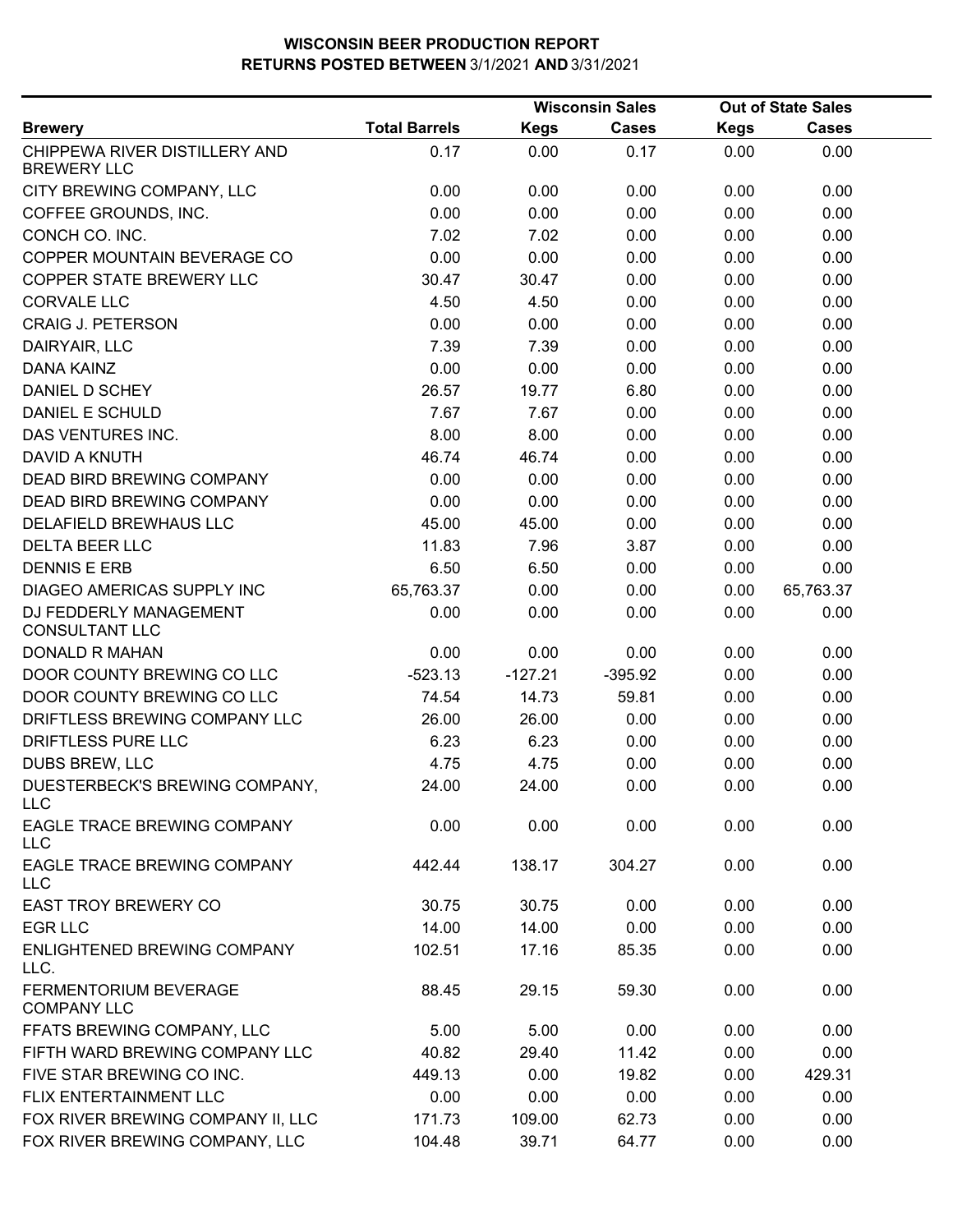# WISCONSIN BEER PRODUCTION REPORT
## RETURNS POSTED BETWEEN 3/1/2021 AND 3/31/2021

| Brewery | Total Barrels | Wisconsin Sales Kegs | Wisconsin Sales Cases | Out of State Sales Kegs | Out of State Sales Cases |
|---|---|---|---|---|---|
| CHIPPEWA RIVER DISTILLERY AND BREWERY LLC | 0.17 | 0.00 | 0.17 | 0.00 | 0.00 |
| CITY BREWING COMPANY, LLC | 0.00 | 0.00 | 0.00 | 0.00 | 0.00 |
| COFFEE GROUNDS, INC. | 0.00 | 0.00 | 0.00 | 0.00 | 0.00 |
| CONCH CO. INC. | 7.02 | 7.02 | 0.00 | 0.00 | 0.00 |
| COPPER MOUNTAIN BEVERAGE CO | 0.00 | 0.00 | 0.00 | 0.00 | 0.00 |
| COPPER STATE BREWERY LLC | 30.47 | 30.47 | 0.00 | 0.00 | 0.00 |
| CORVALE LLC | 4.50 | 4.50 | 0.00 | 0.00 | 0.00 |
| CRAIG J. PETERSON | 0.00 | 0.00 | 0.00 | 0.00 | 0.00 |
| DAIRYAIR, LLC | 7.39 | 7.39 | 0.00 | 0.00 | 0.00 |
| DANA KAINZ | 0.00 | 0.00 | 0.00 | 0.00 | 0.00 |
| DANIEL D SCHEY | 26.57 | 19.77 | 6.80 | 0.00 | 0.00 |
| DANIEL E SCHULD | 7.67 | 7.67 | 0.00 | 0.00 | 0.00 |
| DAS VENTURES INC. | 8.00 | 8.00 | 0.00 | 0.00 | 0.00 |
| DAVID A KNUTH | 46.74 | 46.74 | 0.00 | 0.00 | 0.00 |
| DEAD BIRD BREWING COMPANY | 0.00 | 0.00 | 0.00 | 0.00 | 0.00 |
| DEAD BIRD BREWING COMPANY | 0.00 | 0.00 | 0.00 | 0.00 | 0.00 |
| DELAFIELD BREWHAUS LLC | 45.00 | 45.00 | 0.00 | 0.00 | 0.00 |
| DELTA BEER LLC | 11.83 | 7.96 | 3.87 | 0.00 | 0.00 |
| DENNIS E ERB | 6.50 | 6.50 | 0.00 | 0.00 | 0.00 |
| DIAGEO AMERICAS SUPPLY INC | 65,763.37 | 0.00 | 0.00 | 0.00 | 65,763.37 |
| DJ FEDDERLY MANAGEMENT CONSULTANT LLC | 0.00 | 0.00 | 0.00 | 0.00 | 0.00 |
| DONALD R MAHAN | 0.00 | 0.00 | 0.00 | 0.00 | 0.00 |
| DOOR COUNTY BREWING CO LLC | -523.13 | -127.21 | -395.92 | 0.00 | 0.00 |
| DOOR COUNTY BREWING CO LLC | 74.54 | 14.73 | 59.81 | 0.00 | 0.00 |
| DRIFTLESS BREWING COMPANY LLC | 26.00 | 26.00 | 0.00 | 0.00 | 0.00 |
| DRIFTLESS PURE LLC | 6.23 | 6.23 | 0.00 | 0.00 | 0.00 |
| DUBS BREW, LLC | 4.75 | 4.75 | 0.00 | 0.00 | 0.00 |
| DUESTERBECK'S BREWING COMPANY, LLC | 24.00 | 24.00 | 0.00 | 0.00 | 0.00 |
| EAGLE TRACE BREWING COMPANY LLC | 0.00 | 0.00 | 0.00 | 0.00 | 0.00 |
| EAGLE TRACE BREWING COMPANY LLC | 442.44 | 138.17 | 304.27 | 0.00 | 0.00 |
| EAST TROY BREWERY CO | 30.75 | 30.75 | 0.00 | 0.00 | 0.00 |
| EGR LLC | 14.00 | 14.00 | 0.00 | 0.00 | 0.00 |
| ENLIGHTENED BREWING COMPANY LLC. | 102.51 | 17.16 | 85.35 | 0.00 | 0.00 |
| FERMENTORIUM BEVERAGE COMPANY LLC | 88.45 | 29.15 | 59.30 | 0.00 | 0.00 |
| FFATS BREWING COMPANY, LLC | 5.00 | 5.00 | 0.00 | 0.00 | 0.00 |
| FIFTH WARD BREWING COMPANY LLC | 40.82 | 29.40 | 11.42 | 0.00 | 0.00 |
| FIVE STAR BREWING CO INC. | 449.13 | 0.00 | 19.82 | 0.00 | 429.31 |
| FLIX ENTERTAINMENT LLC | 0.00 | 0.00 | 0.00 | 0.00 | 0.00 |
| FOX RIVER BREWING COMPANY II, LLC | 171.73 | 109.00 | 62.73 | 0.00 | 0.00 |
| FOX RIVER BREWING COMPANY, LLC | 104.48 | 39.71 | 64.77 | 0.00 | 0.00 |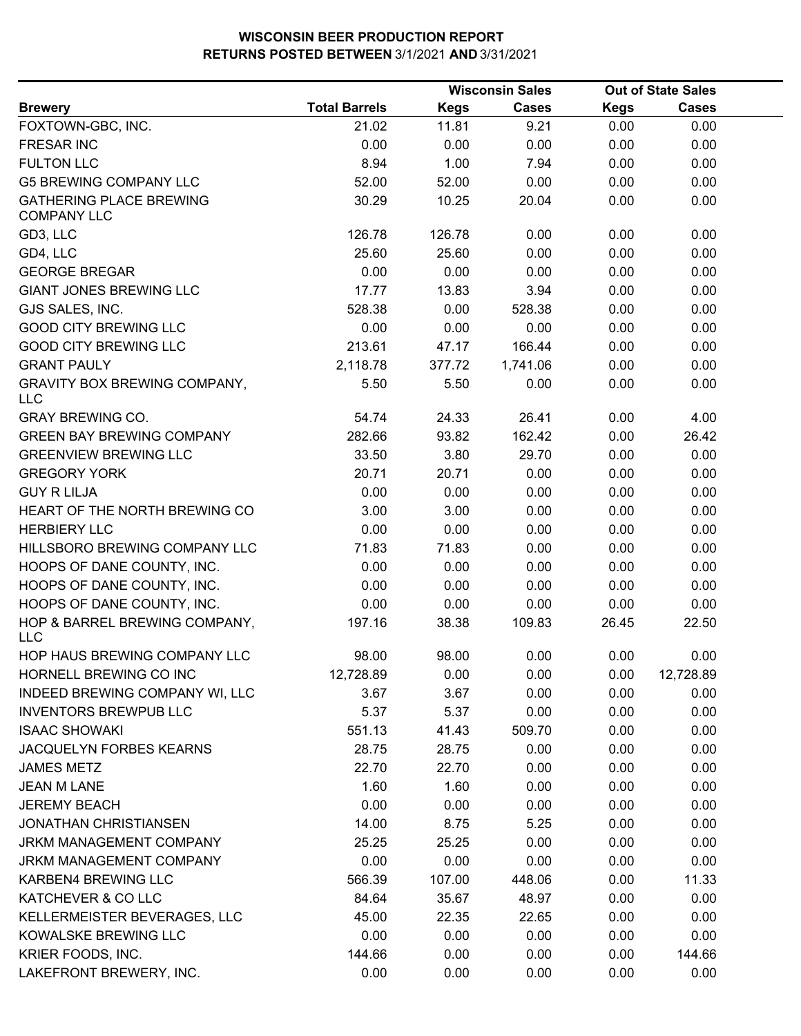# WISCONSIN BEER PRODUCTION REPORT
## RETURNS POSTED BETWEEN 3/1/2021 AND 3/31/2021

| | | Wisconsin Sales | | Out of State Sales | |
|---|---|---|---|---|---|
| Brewery | Total Barrels | Kegs | Cases | Kegs | Cases |
| FOXTOWN-GBC, INC. | 21.02 | 11.81 | 9.21 | 0.00 | 0.00 |
| FRESAR INC | 0.00 | 0.00 | 0.00 | 0.00 | 0.00 |
| FULTON LLC | 8.94 | 1.00 | 7.94 | 0.00 | 0.00 |
| G5 BREWING COMPANY LLC | 52.00 | 52.00 | 0.00 | 0.00 | 0.00 |
| GATHERING PLACE BREWING COMPANY LLC | 30.29 | 10.25 | 20.04 | 0.00 | 0.00 |
| GD3, LLC | 126.78 | 126.78 | 0.00 | 0.00 | 0.00 |
| GD4, LLC | 25.60 | 25.60 | 0.00 | 0.00 | 0.00 |
| GEORGE BREGAR | 0.00 | 0.00 | 0.00 | 0.00 | 0.00 |
| GIANT JONES BREWING LLC | 17.77 | 13.83 | 3.94 | 0.00 | 0.00 |
| GJS SALES, INC. | 528.38 | 0.00 | 528.38 | 0.00 | 0.00 |
| GOOD CITY BREWING LLC | 0.00 | 0.00 | 0.00 | 0.00 | 0.00 |
| GOOD CITY BREWING LLC | 213.61 | 47.17 | 166.44 | 0.00 | 0.00 |
| GRANT PAULY | 2,118.78 | 377.72 | 1,741.06 | 0.00 | 0.00 |
| GRAVITY BOX BREWING COMPANY, LLC | 5.50 | 5.50 | 0.00 | 0.00 | 0.00 |
| GRAY BREWING CO. | 54.74 | 24.33 | 26.41 | 0.00 | 4.00 |
| GREEN BAY BREWING COMPANY | 282.66 | 93.82 | 162.42 | 0.00 | 26.42 |
| GREENVIEW BREWING LLC | 33.50 | 3.80 | 29.70 | 0.00 | 0.00 |
| GREGORY YORK | 20.71 | 20.71 | 0.00 | 0.00 | 0.00 |
| GUY R LILJA | 0.00 | 0.00 | 0.00 | 0.00 | 0.00 |
| HEART OF THE NORTH BREWING CO | 3.00 | 3.00 | 0.00 | 0.00 | 0.00 |
| HERBIERY LLC | 0.00 | 0.00 | 0.00 | 0.00 | 0.00 |
| HILLSBORO BREWING COMPANY LLC | 71.83 | 71.83 | 0.00 | 0.00 | 0.00 |
| HOOPS OF DANE COUNTY, INC. | 0.00 | 0.00 | 0.00 | 0.00 | 0.00 |
| HOOPS OF DANE COUNTY, INC. | 0.00 | 0.00 | 0.00 | 0.00 | 0.00 |
| HOOPS OF DANE COUNTY, INC. | 0.00 | 0.00 | 0.00 | 0.00 | 0.00 |
| HOP & BARREL BREWING COMPANY, LLC | 197.16 | 38.38 | 109.83 | 26.45 | 22.50 |
| HOP HAUS BREWING COMPANY LLC | 98.00 | 98.00 | 0.00 | 0.00 | 0.00 |
| HORNELL BREWING CO INC | 12,728.89 | 0.00 | 0.00 | 0.00 | 12,728.89 |
| INDEED BREWING COMPANY WI, LLC | 3.67 | 3.67 | 0.00 | 0.00 | 0.00 |
| INVENTORS BREWPUB LLC | 5.37 | 5.37 | 0.00 | 0.00 | 0.00 |
| ISAAC SHOWAKI | 551.13 | 41.43 | 509.70 | 0.00 | 0.00 |
| JACQUELYN FORBES KEARNS | 28.75 | 28.75 | 0.00 | 0.00 | 0.00 |
| JAMES METZ | 22.70 | 22.70 | 0.00 | 0.00 | 0.00 |
| JEAN M LANE | 1.60 | 1.60 | 0.00 | 0.00 | 0.00 |
| JEREMY BEACH | 0.00 | 0.00 | 0.00 | 0.00 | 0.00 |
| JONATHAN CHRISTIANSEN | 14.00 | 8.75 | 5.25 | 0.00 | 0.00 |
| JRKM MANAGEMENT COMPANY | 25.25 | 25.25 | 0.00 | 0.00 | 0.00 |
| JRKM MANAGEMENT COMPANY | 0.00 | 0.00 | 0.00 | 0.00 | 0.00 |
| KARBEN4 BREWING LLC | 566.39 | 107.00 | 448.06 | 0.00 | 11.33 |
| KATCHEVER & CO LLC | 84.64 | 35.67 | 48.97 | 0.00 | 0.00 |
| KELLERMEISTER BEVERAGES, LLC | 45.00 | 22.35 | 22.65 | 0.00 | 0.00 |
| KOWALSKE BREWING LLC | 0.00 | 0.00 | 0.00 | 0.00 | 0.00 |
| KRIER FOODS, INC. | 144.66 | 0.00 | 0.00 | 0.00 | 144.66 |
| LAKEFRONT BREWERY, INC. | 0.00 | 0.00 | 0.00 | 0.00 | 0.00 |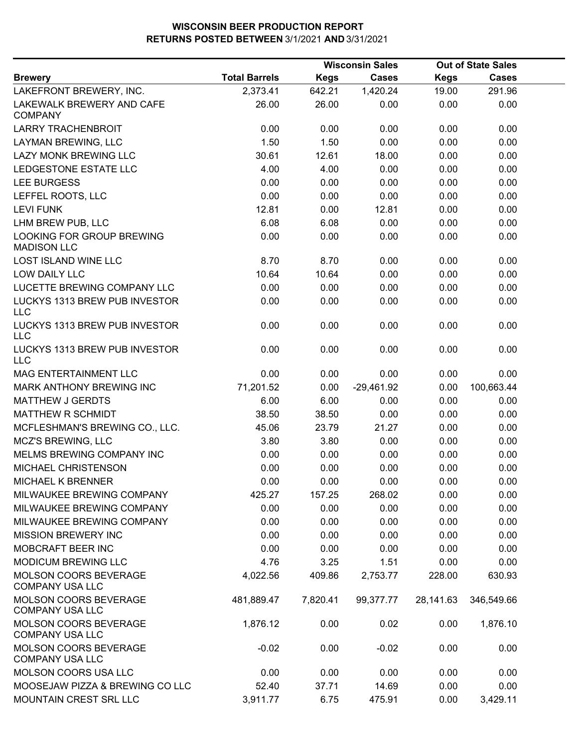# WISCONSIN BEER PRODUCTION REPORT
## RETURNS POSTED BETWEEN 3/1/2021 AND 3/31/2021

| | | Wisconsin Sales | | Out of State Sales | |
|---|---|---|---|---|---|
| **Brewery** | **Total Barrels** | **Kegs** | **Cases** | **Kegs** | **Cases** |
| LAKEFRONT BREWERY, INC. | 2,373.41 | 642.21 | 1,420.24 | 19.00 | 291.96 |
| LAKEWALK BREWERY AND CAFE COMPANY | 26.00 | 26.00 | 0.00 | 0.00 | 0.00 |
| LARRY TRACHENBROIT | 0.00 | 0.00 | 0.00 | 0.00 | 0.00 |
| LAYMAN BREWING, LLC | 1.50 | 1.50 | 0.00 | 0.00 | 0.00 |
| LAZY MONK BREWING LLC | 30.61 | 12.61 | 18.00 | 0.00 | 0.00 |
| LEDGESTONE ESTATE LLC | 4.00 | 4.00 | 0.00 | 0.00 | 0.00 |
| LEE BURGESS | 0.00 | 0.00 | 0.00 | 0.00 | 0.00 |
| LEFFEL ROOTS, LLC | 0.00 | 0.00 | 0.00 | 0.00 | 0.00 |
| LEVI FUNK | 12.81 | 0.00 | 12.81 | 0.00 | 0.00 |
| LHM BREW PUB, LLC | 6.08 | 6.08 | 0.00 | 0.00 | 0.00 |
| LOOKING FOR GROUP BREWING MADISON LLC | 0.00 | 0.00 | 0.00 | 0.00 | 0.00 |
| LOST ISLAND WINE LLC | 8.70 | 8.70 | 0.00 | 0.00 | 0.00 |
| LOW DAILY LLC | 10.64 | 10.64 | 0.00 | 0.00 | 0.00 |
| LUCETTE BREWING COMPANY LLC | 0.00 | 0.00 | 0.00 | 0.00 | 0.00 |
| LUCKYS 1313 BREW PUB INVESTOR LLC | 0.00 | 0.00 | 0.00 | 0.00 | 0.00 |
| LUCKYS 1313 BREW PUB INVESTOR LLC | 0.00 | 0.00 | 0.00 | 0.00 | 0.00 |
| LUCKYS 1313 BREW PUB INVESTOR LLC | 0.00 | 0.00 | 0.00 | 0.00 | 0.00 |
| MAG ENTERTAINMENT LLC | 0.00 | 0.00 | 0.00 | 0.00 | 0.00 |
| MARK ANTHONY BREWING INC | 71,201.52 | 0.00 | -29,461.92 | 0.00 | 100,663.44 |
| MATTHEW J GERDTS | 6.00 | 6.00 | 0.00 | 0.00 | 0.00 |
| MATTHEW R SCHMIDT | 38.50 | 38.50 | 0.00 | 0.00 | 0.00 |
| MCFLESHMAN'S BREWING CO., LLC. | 45.06 | 23.79 | 21.27 | 0.00 | 0.00 |
| MCZ'S BREWING, LLC | 3.80 | 3.80 | 0.00 | 0.00 | 0.00 |
| MELMS BREWING COMPANY INC | 0.00 | 0.00 | 0.00 | 0.00 | 0.00 |
| MICHAEL CHRISTENSON | 0.00 | 0.00 | 0.00 | 0.00 | 0.00 |
| MICHAEL K BRENNER | 0.00 | 0.00 | 0.00 | 0.00 | 0.00 |
| MILWAUKEE BREWING COMPANY | 425.27 | 157.25 | 268.02 | 0.00 | 0.00 |
| MILWAUKEE BREWING COMPANY | 0.00 | 0.00 | 0.00 | 0.00 | 0.00 |
| MILWAUKEE BREWING COMPANY | 0.00 | 0.00 | 0.00 | 0.00 | 0.00 |
| MISSION BREWERY INC | 0.00 | 0.00 | 0.00 | 0.00 | 0.00 |
| MOBCRAFT BEER INC | 0.00 | 0.00 | 0.00 | 0.00 | 0.00 |
| MODICUM BREWING LLC | 4.76 | 3.25 | 1.51 | 0.00 | 0.00 |
| MOLSON COORS BEVERAGE COMPANY USA LLC | 4,022.56 | 409.86 | 2,753.77 | 228.00 | 630.93 |
| MOLSON COORS BEVERAGE COMPANY USA LLC | 481,889.47 | 7,820.41 | 99,377.77 | 28,141.63 | 346,549.66 |
| MOLSON COORS BEVERAGE COMPANY USA LLC | 1,876.12 | 0.00 | 0.02 | 0.00 | 1,876.10 |
| MOLSON COORS BEVERAGE COMPANY USA LLC | -0.02 | 0.00 | -0.02 | 0.00 | 0.00 |
| MOLSON COORS USA LLC | 0.00 | 0.00 | 0.00 | 0.00 | 0.00 |
| MOOSEJAW PIZZA & BREWING CO LLC | 52.40 | 37.71 | 14.69 | 0.00 | 0.00 |
| MOUNTAIN CREST SRL LLC | 3,911.77 | 6.75 | 475.91 | 0.00 | 3,429.11 |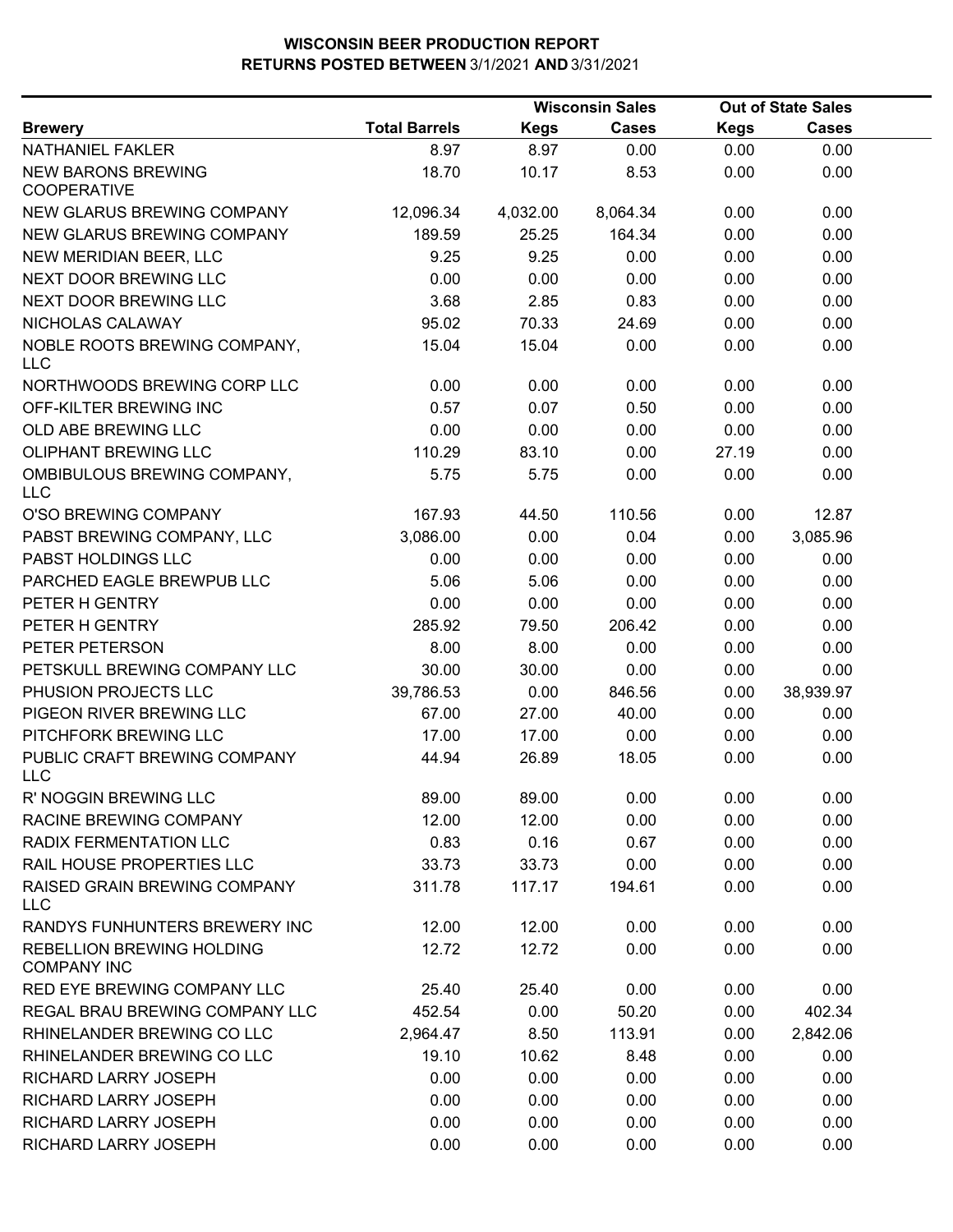# WISCONSIN BEER PRODUCTION REPORT
## RETURNS POSTED BETWEEN 3/1/2021 AND 3/31/2021

| | | Wisconsin Sales | | Out of State Sales | |
|---|---|---|---|---|---|
| **Brewery** | **Total Barrels** | **Kegs** | **Cases** | **Kegs** | **Cases** |
| NATHANIEL FAKLER | 8.97 | 8.97 | 0.00 | 0.00 | 0.00 |
| NEW BARONS BREWING COOPERATIVE | 18.70 | 10.17 | 8.53 | 0.00 | 0.00 |
| NEW GLARUS BREWING COMPANY | 12,096.34 | 4,032.00 | 8,064.34 | 0.00 | 0.00 |
| NEW GLARUS BREWING COMPANY | 189.59 | 25.25 | 164.34 | 0.00 | 0.00 |
| NEW MERIDIAN BEER, LLC | 9.25 | 9.25 | 0.00 | 0.00 | 0.00 |
| NEXT DOOR BREWING LLC | 0.00 | 0.00 | 0.00 | 0.00 | 0.00 |
| NEXT DOOR BREWING LLC | 3.68 | 2.85 | 0.83 | 0.00 | 0.00 |
| NICHOLAS CALAWAY | 95.02 | 70.33 | 24.69 | 0.00 | 0.00 |
| NOBLE ROOTS BREWING COMPANY, LLC | 15.04 | 15.04 | 0.00 | 0.00 | 0.00 |
| NORTHWOODS BREWING CORP LLC | 0.00 | 0.00 | 0.00 | 0.00 | 0.00 |
| OFF-KILTER BREWING INC | 0.57 | 0.07 | 0.50 | 0.00 | 0.00 |
| OLD ABE BREWING LLC | 0.00 | 0.00 | 0.00 | 0.00 | 0.00 |
| OLIPHANT BREWING LLC | 110.29 | 83.10 | 0.00 | 27.19 | 0.00 |
| OMBIBULOUS BREWING COMPANY, LLC | 5.75 | 5.75 | 0.00 | 0.00 | 0.00 |
| O'SO BREWING COMPANY | 167.93 | 44.50 | 110.56 | 0.00 | 12.87 |
| PABST BREWING COMPANY, LLC | 3,086.00 | 0.00 | 0.04 | 0.00 | 3,085.96 |
| PABST HOLDINGS LLC | 0.00 | 0.00 | 0.00 | 0.00 | 0.00 |
| PARCHED EAGLE BREWPUB LLC | 5.06 | 5.06 | 0.00 | 0.00 | 0.00 |
| PETER H GENTRY | 0.00 | 0.00 | 0.00 | 0.00 | 0.00 |
| PETER H GENTRY | 285.92 | 79.50 | 206.42 | 0.00 | 0.00 |
| PETER PETERSON | 8.00 | 8.00 | 0.00 | 0.00 | 0.00 |
| PETSKULL BREWING COMPANY LLC | 30.00 | 30.00 | 0.00 | 0.00 | 0.00 |
| PHUSION PROJECTS LLC | 39,786.53 | 0.00 | 846.56 | 0.00 | 38,939.97 |
| PIGEON RIVER BREWING LLC | 67.00 | 27.00 | 40.00 | 0.00 | 0.00 |
| PITCHFORK BREWING LLC | 17.00 | 17.00 | 0.00 | 0.00 | 0.00 |
| PUBLIC CRAFT BREWING COMPANY LLC | 44.94 | 26.89 | 18.05 | 0.00 | 0.00 |
| R' NOGGIN BREWING LLC | 89.00 | 89.00 | 0.00 | 0.00 | 0.00 |
| RACINE BREWING COMPANY | 12.00 | 12.00 | 0.00 | 0.00 | 0.00 |
| RADIX FERMENTATION LLC | 0.83 | 0.16 | 0.67 | 0.00 | 0.00 |
| RAIL HOUSE PROPERTIES LLC | 33.73 | 33.73 | 0.00 | 0.00 | 0.00 |
| RAISED GRAIN BREWING COMPANY LLC | 311.78 | 117.17 | 194.61 | 0.00 | 0.00 |
| RANDYS FUNHUNTERS BREWERY INC | 12.00 | 12.00 | 0.00 | 0.00 | 0.00 |
| REBELLION BREWING HOLDING COMPANY INC | 12.72 | 12.72 | 0.00 | 0.00 | 0.00 |
| RED EYE BREWING COMPANY LLC | 25.40 | 25.40 | 0.00 | 0.00 | 0.00 |
| REGAL BRAU BREWING COMPANY LLC | 452.54 | 0.00 | 50.20 | 0.00 | 402.34 |
| RHINELANDER BREWING CO LLC | 2,964.47 | 8.50 | 113.91 | 0.00 | 2,842.06 |
| RHINELANDER BREWING CO LLC | 19.10 | 10.62 | 8.48 | 0.00 | 0.00 |
| RICHARD LARRY JOSEPH | 0.00 | 0.00 | 0.00 | 0.00 | 0.00 |
| RICHARD LARRY JOSEPH | 0.00 | 0.00 | 0.00 | 0.00 | 0.00 |
| RICHARD LARRY JOSEPH | 0.00 | 0.00 | 0.00 | 0.00 | 0.00 |
| RICHARD LARRY JOSEPH | 0.00 | 0.00 | 0.00 | 0.00 | 0.00 |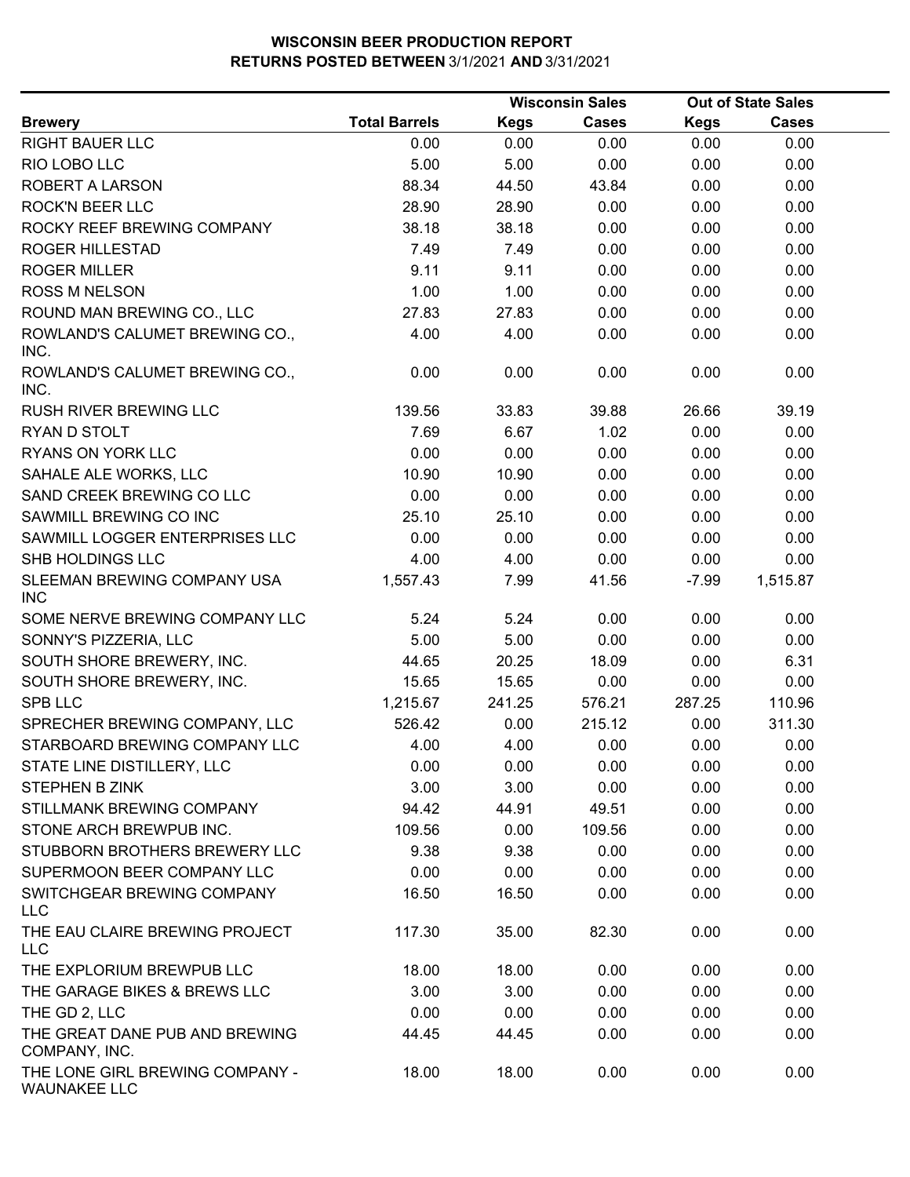# WISCONSIN BEER PRODUCTION REPORT
## RETURNS POSTED BETWEEN 3/1/2021 AND 3/31/2021

| Brewery | Total Barrels | Wisconsin Sales | | Out of State Sales | |
|---|---|---|---|---|---|
| | | Kegs | Cases | Kegs | Cases |
| RIGHT BAUER LLC | 0.00 | 0.00 | 0.00 | 0.00 | 0.00 |
| RIO LOBO LLC | 5.00 | 5.00 | 0.00 | 0.00 | 0.00 |
| ROBERT A LARSON | 88.34 | 44.50 | 43.84 | 0.00 | 0.00 |
| ROCK'N BEER LLC | 28.90 | 28.90 | 0.00 | 0.00 | 0.00 |
| ROCKY REEF BREWING COMPANY | 38.18 | 38.18 | 0.00 | 0.00 | 0.00 |
| ROGER HILLESTAD | 7.49 | 7.49 | 0.00 | 0.00 | 0.00 |
| ROGER MILLER | 9.11 | 9.11 | 0.00 | 0.00 | 0.00 |
| ROSS M NELSON | 1.00 | 1.00 | 0.00 | 0.00 | 0.00 |
| ROUND MAN BREWING CO., LLC | 27.83 | 27.83 | 0.00 | 0.00 | 0.00 |
| ROWLAND'S CALUMET BREWING CO., INC. | 4.00 | 4.00 | 0.00 | 0.00 | 0.00 |
| ROWLAND'S CALUMET BREWING CO., INC. | 0.00 | 0.00 | 0.00 | 0.00 | 0.00 |
| RUSH RIVER BREWING LLC | 139.56 | 33.83 | 39.88 | 26.66 | 39.19 |
| RYAN D STOLT | 7.69 | 6.67 | 1.02 | 0.00 | 0.00 |
| RYANS ON YORK LLC | 0.00 | 0.00 | 0.00 | 0.00 | 0.00 |
| SAHALE ALE WORKS, LLC | 10.90 | 10.90 | 0.00 | 0.00 | 0.00 |
| SAND CREEK BREWING CO LLC | 0.00 | 0.00 | 0.00 | 0.00 | 0.00 |
| SAWMILL BREWING CO INC | 25.10 | 25.10 | 0.00 | 0.00 | 0.00 |
| SAWMILL LOGGER ENTERPRISES LLC | 0.00 | 0.00 | 0.00 | 0.00 | 0.00 |
| SHB HOLDINGS LLC | 4.00 | 4.00 | 0.00 | 0.00 | 0.00 |
| SLEEMAN BREWING COMPANY USA INC | 1,557.43 | 7.99 | 41.56 | -7.99 | 1,515.87 |
| SOME NERVE BREWING COMPANY LLC | 5.24 | 5.24 | 0.00 | 0.00 | 0.00 |
| SONNY'S PIZZERIA, LLC | 5.00 | 5.00 | 0.00 | 0.00 | 0.00 |
| SOUTH SHORE BREWERY, INC. | 44.65 | 20.25 | 18.09 | 0.00 | 6.31 |
| SOUTH SHORE BREWERY, INC. | 15.65 | 15.65 | 0.00 | 0.00 | 0.00 |
| SPB LLC | 1,215.67 | 241.25 | 576.21 | 287.25 | 110.96 |
| SPRECHER BREWING COMPANY, LLC | 526.42 | 0.00 | 215.12 | 0.00 | 311.30 |
| STARBOARD BREWING COMPANY LLC | 4.00 | 4.00 | 0.00 | 0.00 | 0.00 |
| STATE LINE DISTILLERY, LLC | 0.00 | 0.00 | 0.00 | 0.00 | 0.00 |
| STEPHEN B ZINK | 3.00 | 3.00 | 0.00 | 0.00 | 0.00 |
| STILLMANK BREWING COMPANY | 94.42 | 44.91 | 49.51 | 0.00 | 0.00 |
| STONE ARCH BREWPUB INC. | 109.56 | 0.00 | 109.56 | 0.00 | 0.00 |
| STUBBORN BROTHERS BREWERY LLC | 9.38 | 9.38 | 0.00 | 0.00 | 0.00 |
| SUPERMOON BEER COMPANY LLC | 0.00 | 0.00 | 0.00 | 0.00 | 0.00 |
| SWITCHGEAR BREWING COMPANY LLC | 16.50 | 16.50 | 0.00 | 0.00 | 0.00 |
| THE EAU CLAIRE BREWING PROJECT LLC | 117.30 | 35.00 | 82.30 | 0.00 | 0.00 |
| THE EXPLORIUM BREWPUB LLC | 18.00 | 18.00 | 0.00 | 0.00 | 0.00 |
| THE GARAGE BIKES & BREWS LLC | 3.00 | 3.00 | 0.00 | 0.00 | 0.00 |
| THE GD 2, LLC | 0.00 | 0.00 | 0.00 | 0.00 | 0.00 |
| THE GREAT DANE PUB AND BREWING COMPANY, INC. | 44.45 | 44.45 | 0.00 | 0.00 | 0.00 |
| THE LONE GIRL BREWING COMPANY - WAUNAKEE LLC | 18.00 | 18.00 | 0.00 | 0.00 | 0.00 |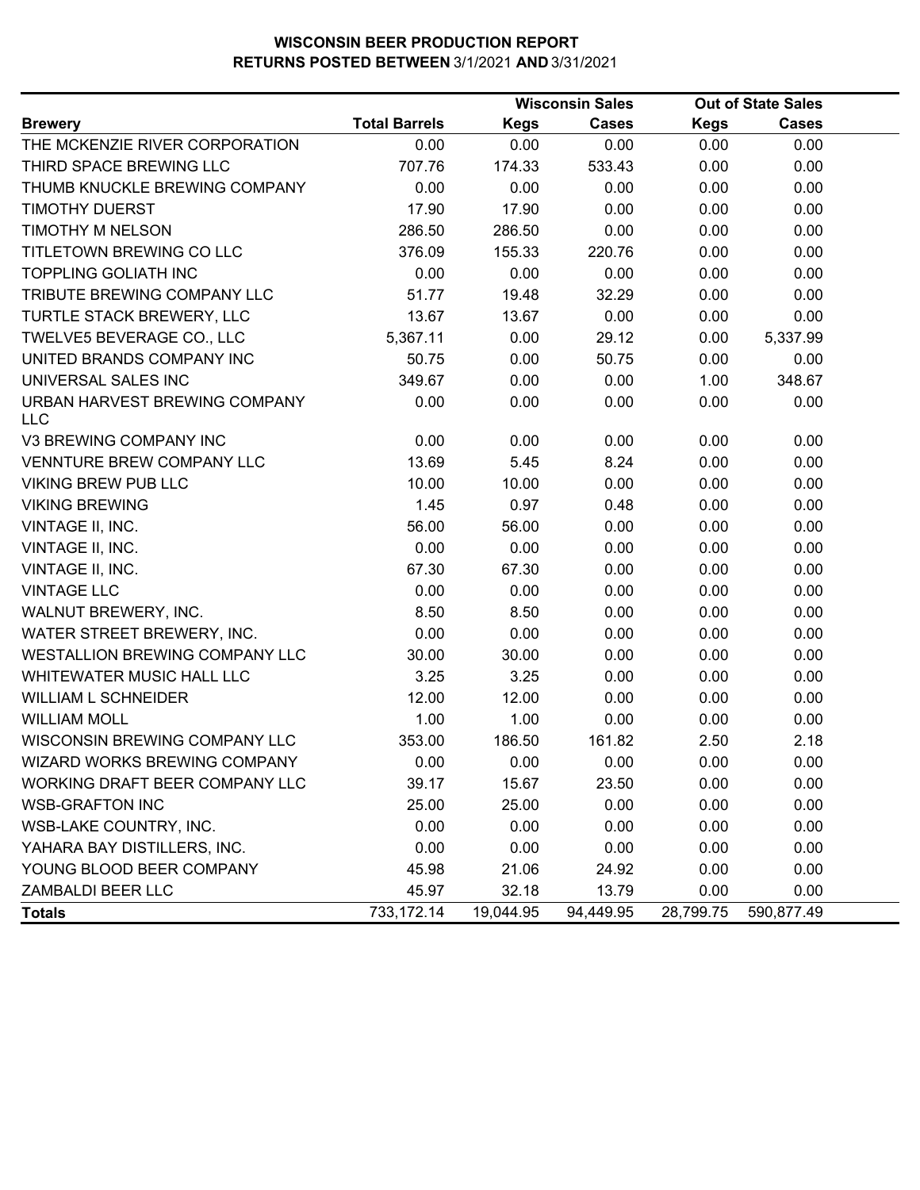**WISCONSIN BEER PRODUCTION REPORT**
**RETURNS POSTED BETWEEN 3/1/2021 AND 3/31/2021**

| | | Wisconsin Sales | | Out of State Sales | |
|---|---|---|---|---|---|
| **Brewery** | **Total Barrels** | **Kegs** | **Cases** | **Kegs** | **Cases** |
| THE MCKENZIE RIVER CORPORATION | 0.00 | 0.00 | 0.00 | 0.00 | 0.00 |
| THIRD SPACE BREWING LLC | 707.76 | 174.33 | 533.43 | 0.00 | 0.00 |
| THUMB KNUCKLE BREWING COMPANY | 0.00 | 0.00 | 0.00 | 0.00 | 0.00 |
| TIMOTHY DUERST | 17.90 | 17.90 | 0.00 | 0.00 | 0.00 |
| TIMOTHY M NELSON | 286.50 | 286.50 | 0.00 | 0.00 | 0.00 |
| TITLETOWN BREWING CO LLC | 376.09 | 155.33 | 220.76 | 0.00 | 0.00 |
| TOPPLING GOLIATH INC | 0.00 | 0.00 | 0.00 | 0.00 | 0.00 |
| TRIBUTE BREWING COMPANY LLC | 51.77 | 19.48 | 32.29 | 0.00 | 0.00 |
| TURTLE STACK BREWERY, LLC | 13.67 | 13.67 | 0.00 | 0.00 | 0.00 |
| TWELVE5 BEVERAGE CO., LLC | 5,367.11 | 0.00 | 29.12 | 0.00 | 5,337.99 |
| UNITED BRANDS COMPANY INC | 50.75 | 0.00 | 50.75 | 0.00 | 0.00 |
| UNIVERSAL SALES INC | 349.67 | 0.00 | 0.00 | 1.00 | 348.67 |
| URBAN HARVEST BREWING COMPANY LLC | 0.00 | 0.00 | 0.00 | 0.00 | 0.00 |
| V3 BREWING COMPANY INC | 0.00 | 0.00 | 0.00 | 0.00 | 0.00 |
| VENNTURE BREW COMPANY LLC | 13.69 | 5.45 | 8.24 | 0.00 | 0.00 |
| VIKING BREW PUB LLC | 10.00 | 10.00 | 0.00 | 0.00 | 0.00 |
| VIKING BREWING | 1.45 | 0.97 | 0.48 | 0.00 | 0.00 |
| VINTAGE II, INC. | 56.00 | 56.00 | 0.00 | 0.00 | 0.00 |
| VINTAGE II, INC. | 0.00 | 0.00 | 0.00 | 0.00 | 0.00 |
| VINTAGE II, INC. | 67.30 | 67.30 | 0.00 | 0.00 | 0.00 |
| VINTAGE LLC | 0.00 | 0.00 | 0.00 | 0.00 | 0.00 |
| WALNUT BREWERY, INC. | 8.50 | 8.50 | 0.00 | 0.00 | 0.00 |
| WATER STREET BREWERY, INC. | 0.00 | 0.00 | 0.00 | 0.00 | 0.00 |
| WESTALLION BREWING COMPANY LLC | 30.00 | 30.00 | 0.00 | 0.00 | 0.00 |
| WHITEWATER MUSIC HALL LLC | 3.25 | 3.25 | 0.00 | 0.00 | 0.00 |
| WILLIAM L SCHNEIDER | 12.00 | 12.00 | 0.00 | 0.00 | 0.00 |
| WILLIAM MOLL | 1.00 | 1.00 | 0.00 | 0.00 | 0.00 |
| WISCONSIN BREWING COMPANY LLC | 353.00 | 186.50 | 161.82 | 2.50 | 2.18 |
| WIZARD WORKS BREWING COMPANY | 0.00 | 0.00 | 0.00 | 0.00 | 0.00 |
| WORKING DRAFT BEER COMPANY LLC | 39.17 | 15.67 | 23.50 | 0.00 | 0.00 |
| WSB-GRAFTON INC | 25.00 | 25.00 | 0.00 | 0.00 | 0.00 |
| WSB-LAKE COUNTRY, INC. | 0.00 | 0.00 | 0.00 | 0.00 | 0.00 |
| YAHARA BAY DISTILLERS, INC. | 0.00 | 0.00 | 0.00 | 0.00 | 0.00 |
| YOUNG BLOOD BEER COMPANY | 45.98 | 21.06 | 24.92 | 0.00 | 0.00 |
| ZAMBALDI BEER LLC | 45.97 | 32.18 | 13.79 | 0.00 | 0.00 |
| **Totals** | 733,172.14 | 19,044.95 | 94,449.95 | 28,799.75 | 590,877.49 |